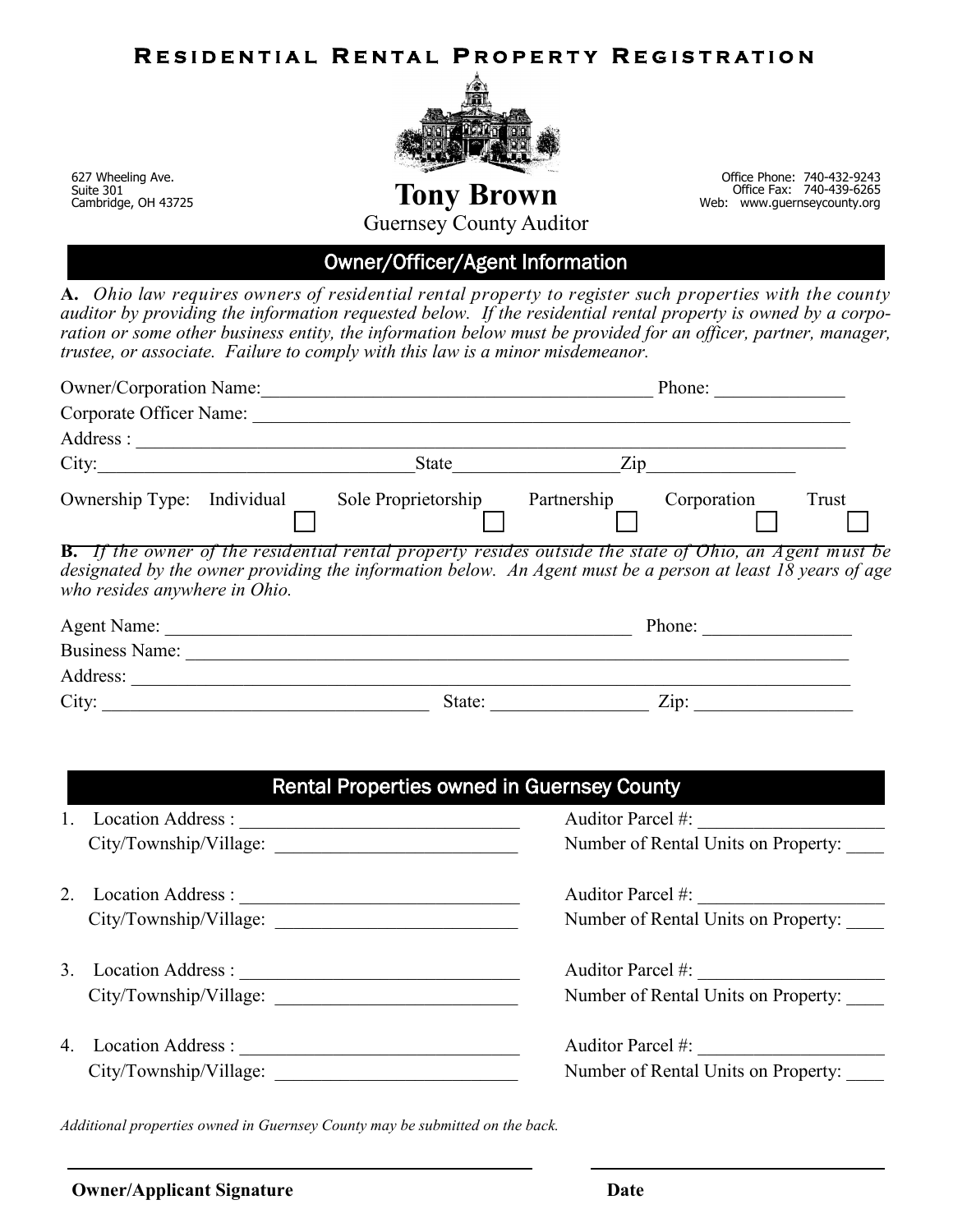# Residential Rental Property Registration

627 Wheeling Ave.
Suite 301
Cambridge, OH 43725

**Tony Brown**
Guernsey County Auditor

Office Phone: 740-432-9243
Office Fax: 740-439-6265
Web: www.guernseycounty.org

## Owner/Officer/Agent Information

**A.** *Ohio law requires owners of residential rental property to register such properties with the county auditor by providing the information requested below. If the residential rental property is owned by a corporation or some other business entity, the information below must be provided for an officer, partner, manager, trustee, or associate. Failure to comply with this law is a minor misdemeanor.*

Owner/Corporation Name:_______________________________ Phone: ______________

Corporate Officer Name: _______________________________

Address : _______________________________

City:_______________________ State_______________ Zip_______________

Ownership Type: Individual ☐ Sole Proprietorship ☐ Partnership ☐ Corporation ☐ Trust ☐

**B.** *If the owner of the residential rental property resides outside the state of Ohio, an Agent must be designated by the owner providing the information below. An Agent must be a person at least 18 years of age who resides anywhere in Ohio.*

Agent Name: _______________________________ Phone: ______________

Business Name: _______________________________

Address: _______________________________

City: _______________________ State: _______________ Zip: _______________

## Rental Properties owned in Guernsey County

1. Location Address : _______________________ Auditor Parcel #: _______________
   City/Township/Village: _______________________ Number of Rental Units on Property: ____

2. Location Address : _______________________ Auditor Parcel #: _______________
   City/Township/Village: _______________________ Number of Rental Units on Property: ____

3. Location Address : _______________________ Auditor Parcel #: _______________
   City/Township/Village: _______________________ Number of Rental Units on Property: ____

4. Location Address : _______________________ Auditor Parcel #: _______________
   City/Township/Village: _______________________ Number of Rental Units on Property: ____

*Additional properties owned in Guernsey County may be submitted on the back.*

_______________________________ _______________________

**Owner/Applicant Signature** **Date**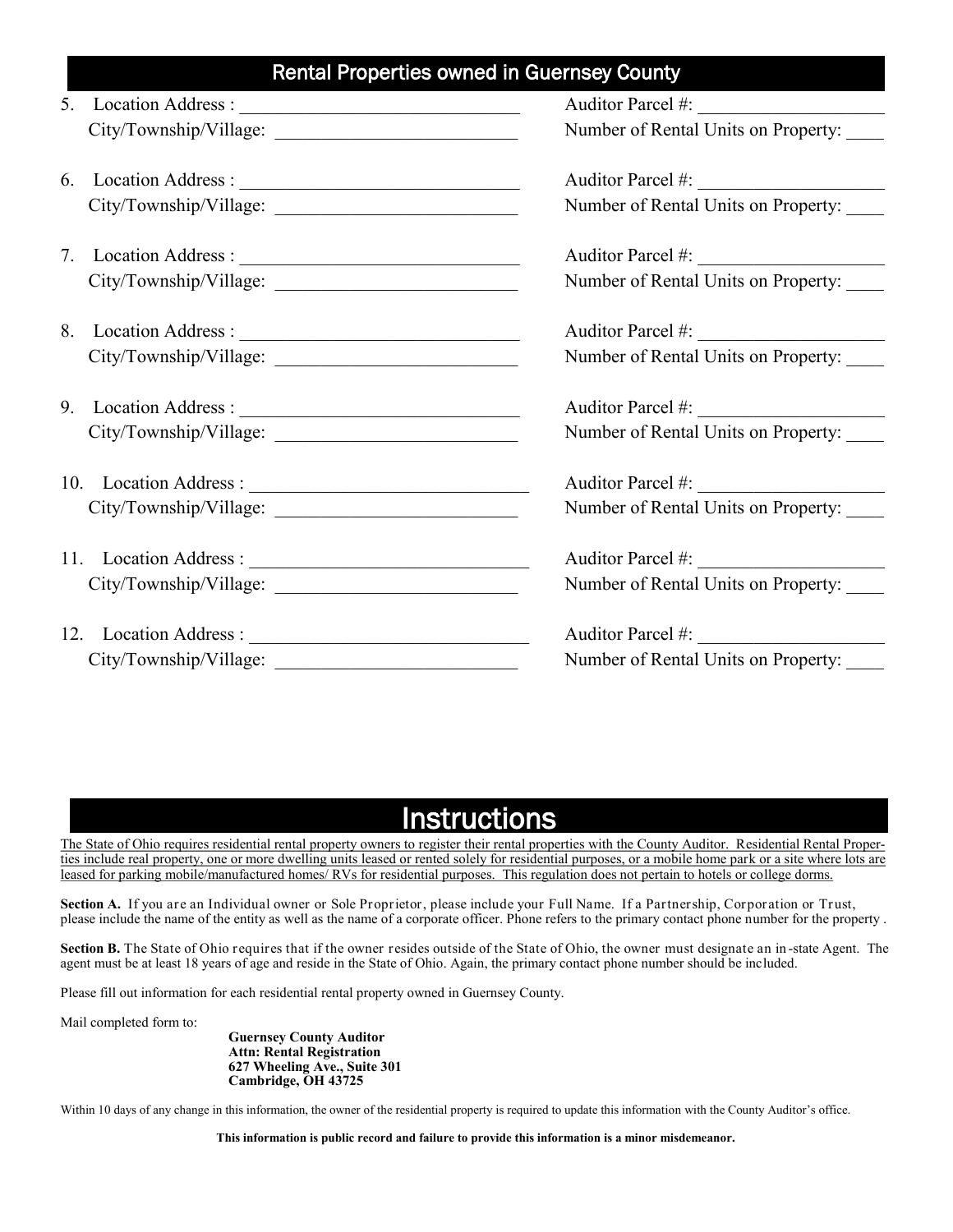## Rental Properties owned in Guernsey County

5. Location Address : ______________________________ Auditor Parcel #: ____________________
   City/Township/Village: __________________________ Number of Rental Units on Property: ____

6. Location Address : ______________________________ Auditor Parcel #: ____________________
   City/Township/Village: __________________________ Number of Rental Units on Property: ____

7. Location Address : ______________________________ Auditor Parcel #: ____________________
   City/Township/Village: __________________________ Number of Rental Units on Property: ____

8. Location Address : ______________________________ Auditor Parcel #: ____________________
   City/Township/Village: __________________________ Number of Rental Units on Property: ____

9. Location Address : ______________________________ Auditor Parcel #: ____________________
   City/Township/Village: __________________________ Number of Rental Units on Property: ____

10. Location Address : ______________________________ Auditor Parcel #: ____________________
    City/Township/Village: __________________________ Number of Rental Units on Property: ____

11. Location Address : ______________________________ Auditor Parcel #: ____________________
    City/Township/Village: __________________________ Number of Rental Units on Property: ____

12. Location Address : ______________________________ Auditor Parcel #: ____________________
    City/Township/Village: __________________________ Number of Rental Units on Property: ____

# Instructions

The State of Ohio requires residential rental property owners to register their rental properties with the County Auditor. Residential Rental Properties include real property, one or more dwelling units leased or rented solely for residential purposes, or a mobile home park or a site where lots are leased for parking mobile/manufactured homes/ RVs for residential purposes. This regulation does not pertain to hotels or college dorms.

**Section A.** If you are an Individual owner or Sole Proprietor, please include your Full Name. If a Partnership, Corporation or Trust, please include the name of the entity as well as the name of a corporate officer. Phone refers to the primary contact phone number for the property .

**Section B.** The State of Ohio requires that if the owner resides outside of the State of Ohio, the owner must designate an in-state Agent. The agent must be at least 18 years of age and reside in the State of Ohio. Again, the primary contact phone number should be included.

Please fill out information for each residential rental property owned in Guernsey County.

Mail completed form to:

**Guernsey County Auditor**
**Attn: Rental Registration**
**627 Wheeling Ave., Suite 301**
**Cambridge, OH 43725**

Within 10 days of any change in this information, the owner of the residential property is required to update this information with the County Auditor's office.

**This information is public record and failure to provide this information is a minor misdemeanor.**